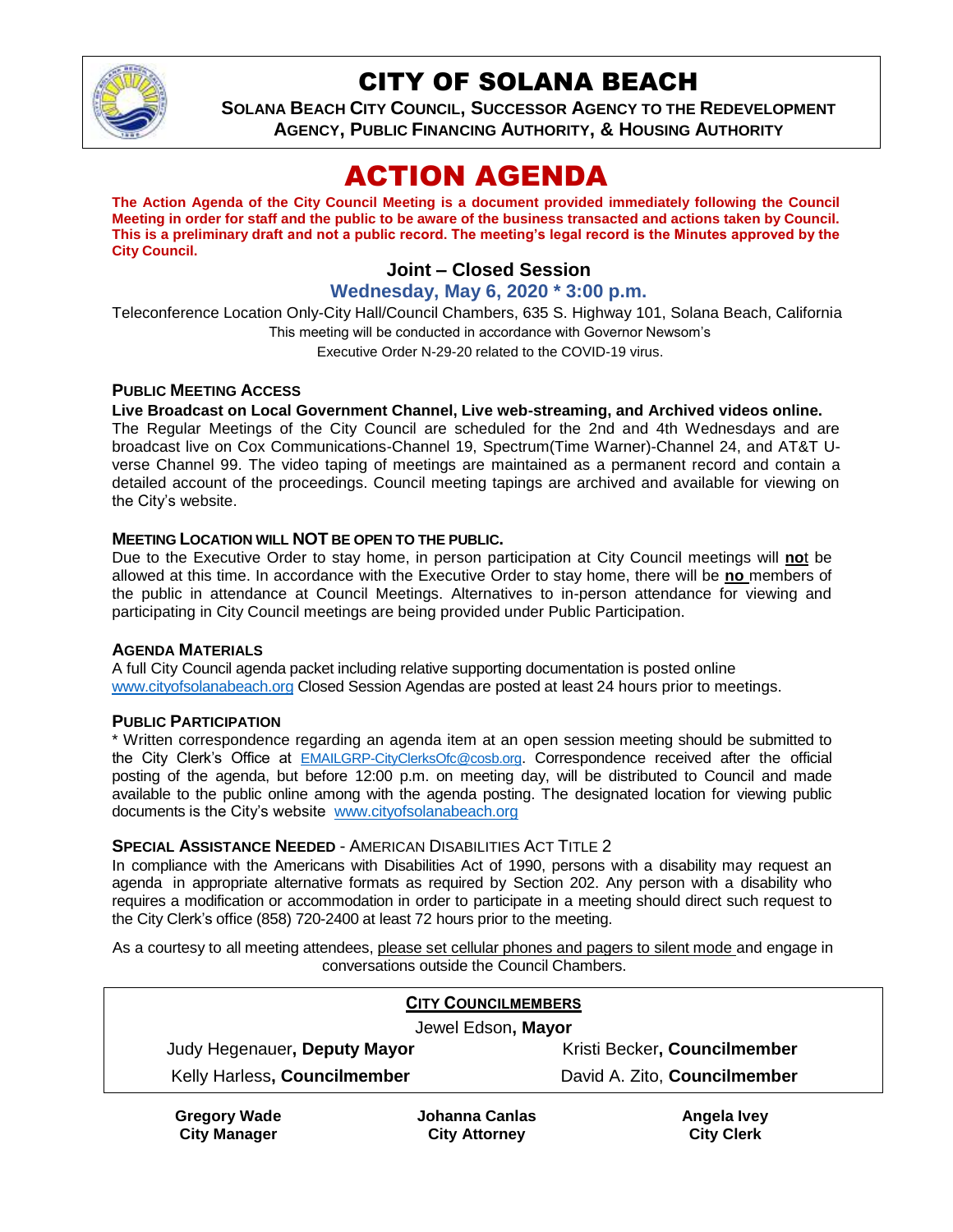# CITY OF SOLANA BEACH

**SOLANA BEACH CITY COUNCIL, SUCCESSOR AGENCY TO THE REDEVELOPMENT AGENCY, PUBLIC FINANCING AUTHORITY, & HOUSING AUTHORITY**

# ACTION AGENDA

**The Action Agenda of the City Council Meeting is a document provided immediately following the Council Meeting in order for staff and the public to be aware of the business transacted and actions taken by Council. This is a preliminary draft and not a public record. The meeting's legal record is the Minutes approved by the City Council.**

## Joint – Closed Session

### Wednesday, May 6, 2020 * 3:00 p.m.

Teleconference Location Only-City Hall/Council Chambers, 635 S. Highway 101, Solana Beach, California
This meeting will be conducted in accordance with Governor Newsom's
Executive Order N-29-20 related to the COVID-19 virus.

### PUBLIC MEETING ACCESS

**Live Broadcast on Local Government Channel, Live web-streaming, and Archived videos online.**
The Regular Meetings of the City Council are scheduled for the 2nd and 4th Wednesdays and are broadcast live on Cox Communications-Channel 19, Spectrum(Time Warner)-Channel 24, and AT&T U-verse Channel 99. The video taping of meetings are maintained as a permanent record and contain a detailed account of the proceedings. Council meeting tapings are archived and available for viewing on the City's website.

### MEETING LOCATION WILL NOT BE OPEN TO THE PUBLIC.

Due to the Executive Order to stay home, in person participation at City Council meetings will **not** be allowed at this time. In accordance with the Executive Order to stay home, there will be **no** members of the public in attendance at Council Meetings. Alternatives to in-person attendance for viewing and participating in City Council meetings are being provided under Public Participation.

### AGENDA MATERIALS

A full City Council agenda packet including relative supporting documentation is posted online www.cityofsolanabeach.org Closed Session Agendas are posted at least 24 hours prior to meetings.

### PUBLIC PARTICIPATION

* Written correspondence regarding an agenda item at an open session meeting should be submitted to the City Clerk's Office at EMAILGRP-CityClerksOfc@cosb.org. Correspondence received after the official posting of the agenda, but before 12:00 p.m. on meeting day, will be distributed to Council and made available to the public online among with the agenda posting. The designated location for viewing public documents is the City's website www.cityofsolanabeach.org

### SPECIAL ASSISTANCE NEEDED - AMERICAN DISABILITIES ACT TITLE 2

In compliance with the Americans with Disabilities Act of 1990, persons with a disability may request an agenda in appropriate alternative formats as required by Section 202. Any person with a disability who requires a modification or accommodation in order to participate in a meeting should direct such request to the City Clerk's office (858) 720-2400 at least 72 hours prior to the meeting.

As a courtesy to all meeting attendees, please set cellular phones and pagers to silent mode and engage in conversations outside the Council Chambers.

**CITY COUNCILMEMBERS**

Jewel Edson, **Mayor**

Judy Hegenauer, **Deputy Mayor**

Kristi Becker, **Councilmember**

Kelly Harless, **Councilmember**

David A. Zito, **Councilmember**

| Gregory Wade | Johanna Canlas | Angela Ivey |
|---|---|---|
| **City Manager** | **City Attorney** | **City Clerk** |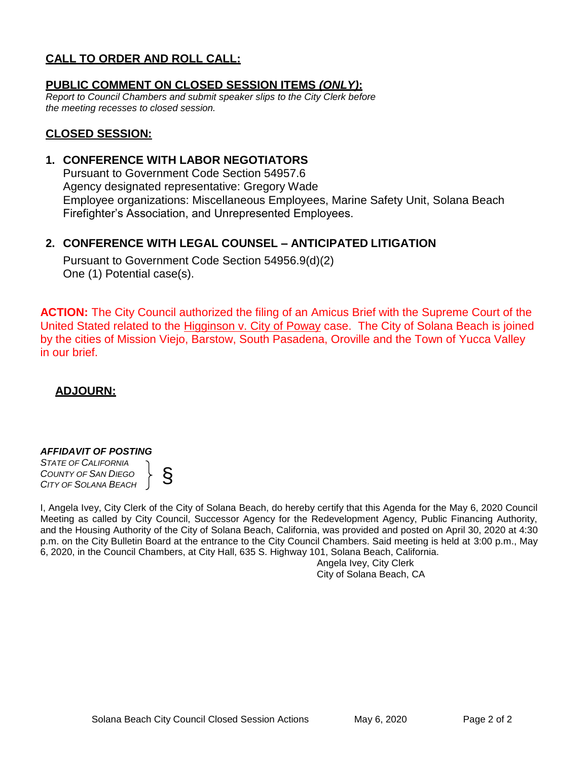## CALL TO ORDER AND ROLL CALL:

## PUBLIC COMMENT ON CLOSED SESSION ITEMS *(ONLY)*:

*Report to Council Chambers and submit speaker slips to the City Clerk before the meeting recesses to closed session.*

## CLOSED SESSION:

### 1. CONFERENCE WITH LABOR NEGOTIATORS

Pursuant to Government Code Section 54957.6
Agency designated representative: Gregory Wade
Employee organizations: Miscellaneous Employees, Marine Safety Unit, Solana Beach Firefighter's Association, and Unrepresented Employees.

### 2. CONFERENCE WITH LEGAL COUNSEL – ANTICIPATED LITIGATION

Pursuant to Government Code Section 54956.9(d)(2)
One (1) Potential case(s).

**ACTION:** The City Council authorized the filing of an Amicus Brief with the Supreme Court of the United Stated related to the Higginson v. City of Poway case. The City of Solana Beach is joined by the cities of Mission Viejo, Barstow, South Pasadena, Oroville and the Town of Yucca Valley in our brief.

## ADJOURN:

***AFFIDAVIT OF POSTING***

*STATE OF CALIFORNIA*
*COUNTY OF SAN DIEGO* } §
*CITY OF SOLANA BEACH*

I, Angela Ivey, City Clerk of the City of Solana Beach, do hereby certify that this Agenda for the May 6, 2020 Council Meeting as called by City Council, Successor Agency for the Redevelopment Agency, Public Financing Authority, and the Housing Authority of the City of Solana Beach, California, was provided and posted on April 30, 2020 at 4:30 p.m. on the City Bulletin Board at the entrance to the City Council Chambers. Said meeting is held at 3:00 p.m., May 6, 2020, in the Council Chambers, at City Hall, 635 S. Highway 101, Solana Beach, California.

Angela Ivey, City Clerk
City of Solana Beach, CA